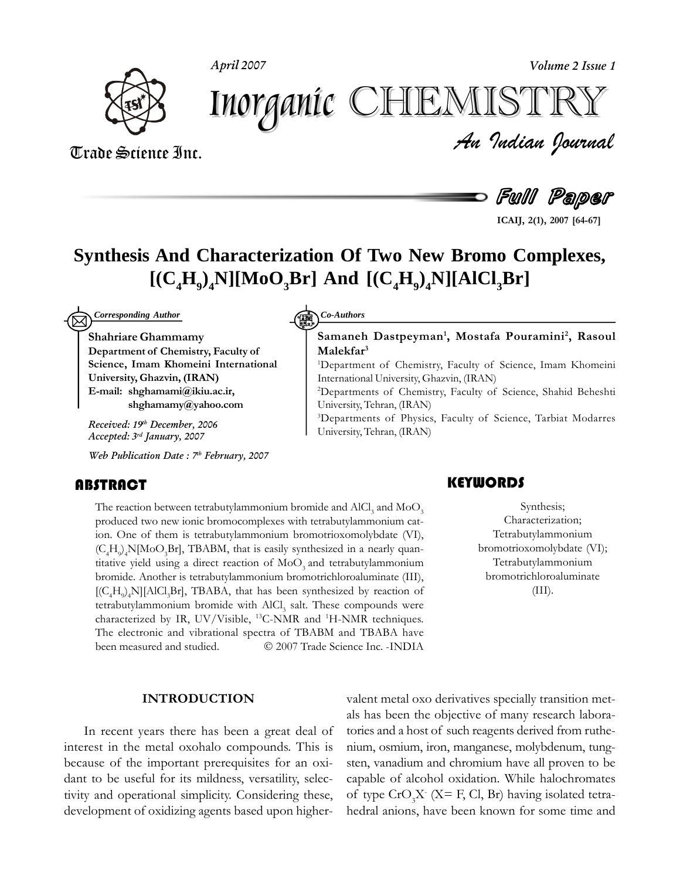Full Paper

# Synthesis And Characterization Of Two New Bromo Complexes, $[(C_4H_9)_4N][MoO_3Br]$ And $[(C_4H_9)_4N][AlCl_3Br]$

*Corresponding Author*

**Shahriare Ghammamy**
**Department of Chemistry, Faculty of Science, Imam Khomeini International University, Ghazvin, (IRAN)**
**E-mail: shghamami@ikiu.ac.ir, shghamamy@yahoo.com**

***Received: 19th December, 2006***
***Accepted: 3rd January, 2007***

***Web Publication Date : 7th February, 2007***

*Co-Authors*

**Samaneh Dastpeyman[1], Mostafa Pouramini[2], Rasoul Malekfar[3]**

[1]Department of Chemistry, Faculty of Science, Imam Khomeini International University, Ghazvin, (IRAN)

[2]Departments of Chemistry, Faculty of Science, Shahid Beheshti University, Tehran, (IRAN)

[3]Departments of Physics, Faculty of Science, Tarbiat Modarres University, Tehran, (IRAN)

## ABSTRACT

The reaction between tetrabutylammonium bromide and $AlCl_3$ and $MoO_3$ produced two new ionic bromocomplexes with tetrabutylammonium cation. One of them is tetrabutylammonium bromotrioxomolybdate (VI), $(C_4H_9)_4N[MoO_3Br]$, TBABM, that is easily synthesized in a nearly quantitative yield using a direct reaction of $MoO_3$ and tetrabutylammonium bromide. Another is tetrabutylammonium bromotrichloroaluminate (III), $[(C_4H_9)_4N][AlCl_3Br]$, TBABA, that has been synthesized by reaction of tetrabutylammonium bromide with $AlCl_3$ salt. These compounds were characterized by IR, UV/Visible, $^{13}$C-NMR and $^{1}$H-NMR techniques. The electronic and vibrational spectra of TBABM and TBABA have been measured and studied. © 2007 Trade Science Inc. -INDIA

## KEYWORDS

Synthesis;
Characterization;
Tetrabutylammonium bromotrioxomolybdate (VI);
Tetrabutylammonium bromotrichloroaluminate (III).

## INTRODUCTION

In recent years there has been a great deal of interest in the metal oxohalo compounds. This is because of the important prerequisites for an oxidant to be useful for its mildness, versatility, selectivity and operational simplicity. Considering these, development of oxidizing agents based upon higher-valent metal oxo derivatives specially transition metals has been the objective of many research laboratories and a host of such reagents derived from ruthenium, osmium, iron, manganese, molybdenum, tungsten, vanadium and chromium have all proven to be capable of alcohol oxidation. While halochromates of type $CrO_3X^-$ (X= F, Cl, Br) having isolated tetrahedral anions, have been known for some time and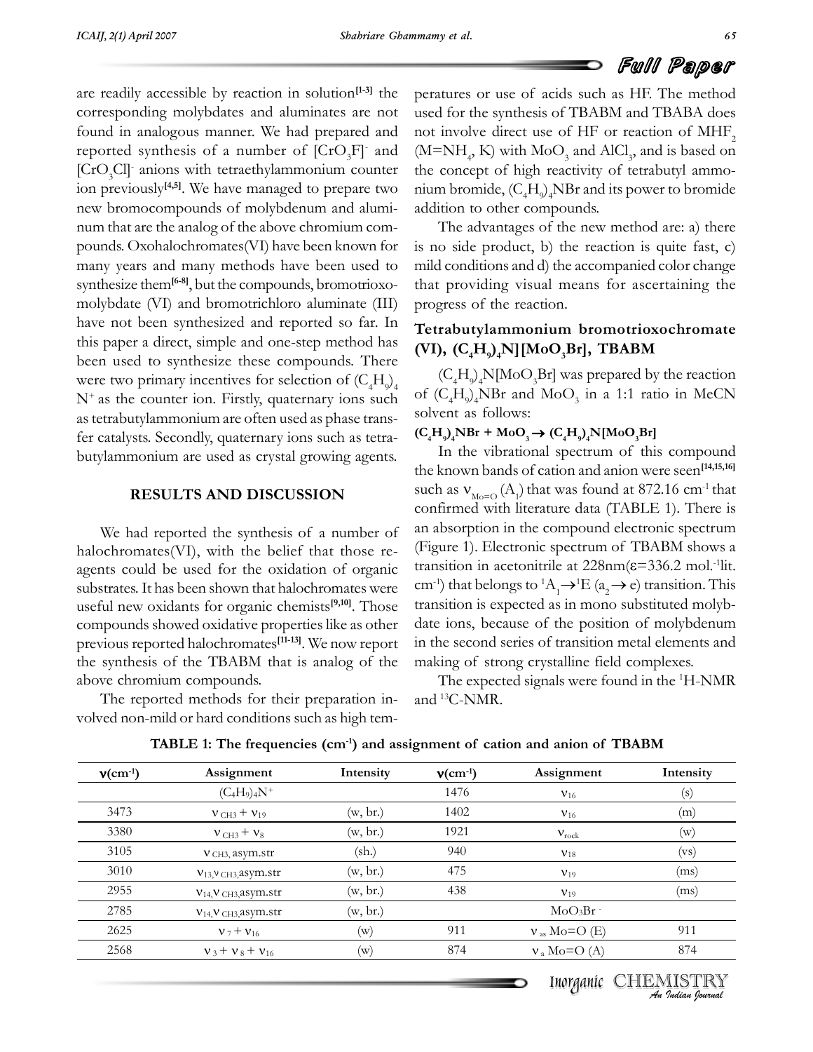are readily accessible by reaction in solution[1-3] the corresponding molybdates and aluminates are not found in analogous manner. We had prepared and reported synthesis of a number of $[CrO_3F]^-$ and $[CrO_3Cl]^-$ anions with tetraethylammonium counter ion previously[4,5]. We have managed to prepare two new bromocompounds of molybdenum and aluminum that are the analog of the above chromium compounds. Oxohalochromates(VI) have been known for many years and many methods have been used to synthesize them[6-8], but the compounds, bromotrioxomolybdate (VI) and bromotrichloro aluminate (III) have not been synthesized and reported so far. In this paper a direct, simple and one-step method has been used to synthesize these compounds. There were two primary incentives for selection of $(C_4H_9)_4N^+$ as the counter ion. Firstly, quaternary ions such as tetrabutylammonium are often used as phase transfer catalysts. Secondly, quaternary ions such as tetrabutylammonium are used as crystal growing agents.

## RESULTS AND DISCUSSION

We had reported the synthesis of a number of halochromates(VI), with the belief that those reagents could be used for the oxidation of organic substrates. It has been shown that halochromates were useful new oxidants for organic chemists[9,10]. Those compounds showed oxidative properties like as other previous reported halochromates[11-13]. We now report the synthesis of the TBABM that is analog of the above chromium compounds.

The reported methods for their preparation involved non-mild or hard conditions such as high temperatures or use of acids such as HF. The method used for the synthesis of TBABM and TBABA does not involve direct use of HF or reaction of $MHF_2$ ($M=NH_4$, K) with $MoO_3$ and $AlCl_3$, and is based on the concept of high reactivity of tetrabutyl ammonium bromide, $(C_4H_9)_4NBr$ and its power to bromide addition to other compounds.

The advantages of the new method are: a) there is no side product, b) the reaction is quite fast, c) mild conditions and d) the accompanied color change that providing visual means for ascertaining the progress of the reaction.

### Tetrabutylammonium bromotrioxochromate (VI), $(C_4H_9)_4N][MoO_3Br]$, TBABM

$(C_4H_9)_4N[MoO_3Br]$ was prepared by the reaction of $(C_4H_9)_4NBr$ and $MoO_3$ in a 1:1 ratio in MeCN solvent as follows:

$$(C_4H_9)_4NBr + MoO_3 \rightarrow (C_4H_9)_4N[MoO_3Br]$$

In the vibrational spectrum of this compound the known bands of cation and anion were seen[14,15,16] such as $\nu_{Mo=O}$ $(A_1)$ that was found at 872.16 $cm^{-1}$ that confirmed with literature data (TABLE 1). There is an absorption in the compound electronic spectrum (Figure 1). Electronic spectrum of TBABM shows a transition in acetonitrile at 228nm($\varepsilon$=336.2 mol.$^{-1}$lit. $cm^{-1}$) that belongs to $^1A_1 \rightarrow ^1E$ $(a_2 \rightarrow e)$ transition. This transition is expected as in mono substituted molybdate ions, because of the position of molybdenum in the second series of transition metal elements and making of strong crystalline field complexes.

The expected signals were found in the $^1$H-NMR and $^{13}$C-NMR.

**TABLE 1: The frequencies ($cm^{-1}$) and assignment of cation and anion of TBABM**

| $\nu$($cm^{-1}$) | Assignment | Intensity | $\nu$($cm^{-1}$) | Assignment | Intensity |
|---|---|---|---|---|---|
| | $(C_4H_9)_4N^+$ | | 1476 | $\nu_{16}$ | (s) |
| 3473 | $\nu_{CH3} + \nu_{19}$ | (w, br.) | 1402 | $\nu_{16}$ | (m) |
| 3380 | $\nu_{CH3} + \nu_8$ | (w, br.) | 1921 | $\nu_{rock}$ | (w) |
| 3105 | $\nu_{CH3}$, asym.str | (sh.) | 940 | $\nu_{18}$ | (vs) |
| 3010 | $\nu_{13}, \nu_{CH3}$,asym.str | (w, br.) | 475 | $\nu_{19}$ | (ms) |
| 2955 | $\nu_{14}, \nu_{CH3}$,asym.str | (w, br.) | 438 | $\nu_{19}$ | (ms) |
| 2785 | $\nu_{14}, \nu_{CH3}$,asym.str | (w, br.) | | $MoO_3Br^-$ | |
| 2625 | $\nu_7 + \nu_{16}$ | (w) | 911 | $\nu_{as}$ Mo=O (E) | 911 |
| 2568 | $\nu_3 + \nu_8 + \nu_{16}$ | (w) | 874 | $\nu_a$ Mo=O (A) | 874 |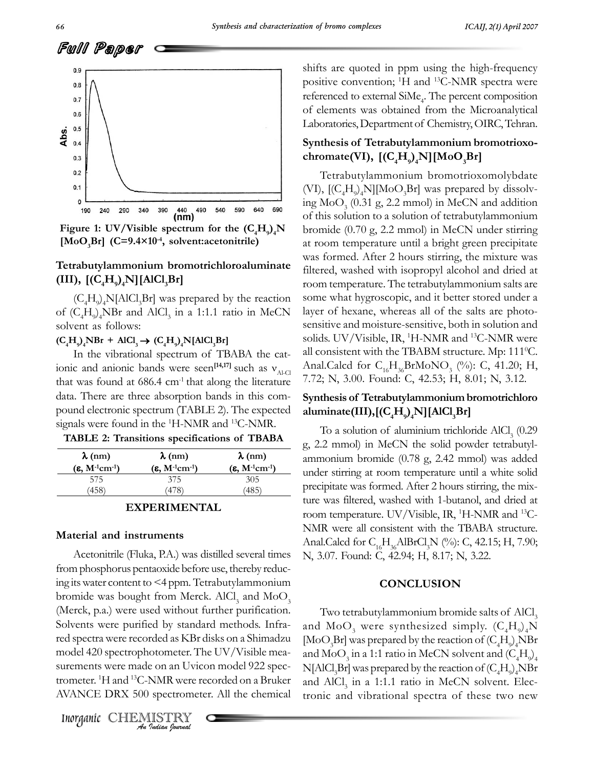Figure 1: UV/Visible spectrum for the $(C_4H_9)_4N[MoO_3Br]$ ($C=9.4\times10^{-4}$, solvent:acetonitrile)

### Tetrabutylammonium bromotrichloroaluminate (III), $[(C_4H_9)_4N][AlCl_3Br]$

$(C_4H_9)_4N[AlCl_3Br]$ was prepared by the reaction of $(C_4H_9)_4NBr$ and $AlCl_3$ in a 1:1.1 ratio in MeCN solvent as follows:

$$(C_4H_9)_4NBr + AlCl_3 \rightarrow (C_4H_9)_4N[AlCl_3Br]$$

In the vibrational spectrum of TBABA the cationic and anionic bands were seen[14,17] such as $\nu_{Al\text{-}Cl}$ that was found at 686.4 $cm^{-1}$ that along the literature data. There are three absorption bands in this compound electronic spectrum (TABLE 2). The expected signals were found in the $^1H$-NMR and $^{13}C$-NMR.

**TABLE 2: Transitions specifications of TBABA**

| λ (nm) (ε, $M^{-1}cm^{-1}$) | λ (nm) (ε, $M^{-1}cm^{-1}$) | λ (nm) (ε, $M^{-1}cm^{-1}$) |
|---|---|---|
| 575 | 375 | 305 |
| (458) | (478) | (485) |

## EXPERIMENTAL

### Material and instruments

Acetonitrile (Fluka, P.A.) was distilled several times from phosphorus pentaoxide before use, thereby reducing its water content to <4 ppm. Tetrabutylammonium bromide was bought from Merck. $AlCl_3$ and $MoO_3$ (Merck, p.a.) were used without further purification. Solvents were purified by standard methods. Infrared spectra were recorded as KBr disks on a Shimadzu model 420 spectrophotometer. The UV/Visible measurements were made on an Uvicon model 922 spectrometer. $^1H$ and $^{13}C$-NMR were recorded on a Bruker AVANCE DRX 500 spectrometer. All the chemical shifts are quoted in ppm using the high-frequency positive convention; $^1H$ and $^{13}C$-NMR spectra were referenced to external $SiMe_4$. The percent composition of elements was obtained from the Microanalytical Laboratories, Department of Chemistry, OIRC, Tehran.

### Synthesis of Tetrabutylammonium bromotrioxochromate(VI), $[(C_4H_9)_4N][MoO_3Br]$

Tetrabutylammonium bromotrioxomolybdate (VI), $[(C_4H_9)_4N][MoO_3Br]$ was prepared by dissolving $MoO_3$ (0.31 g, 2.2 mmol) in MeCN and addition of this solution to a solution of tetrabutylammonium bromide (0.70 g, 2.2 mmol) in MeCN under stirring at room temperature until a bright green precipitate was formed. After 2 hours stirring, the mixture was filtered, washed with isopropyl alcohol and dried at room temperature. The tetrabutylammonium salts are some what hygroscopic, and it better stored under a layer of hexane, whereas all of the salts are photosensitive and moisture-sensitive, both in solution and solids. UV/Visible, IR, $^1H$-NMR and $^{13}C$-NMR were all consistent with the TBABM structure. Mp: 111°C. Anal.Calcd for $C_{16}H_{36}BrMoNO_3$ (%): C, 41.20; H, 7.72; N, 3.00. Found: C, 42.53; H, 8.01; N, 3.12.

### Synthesis of Tetrabutylammonium bromotrichloro aluminate(III), $[(C_4H_9)_4N][AlCl_3Br]$

To a solution of aluminium trichloride $AlCl_3$ (0.29 g, 2.2 mmol) in MeCN the solid powder tetrabutylammonium bromide (0.78 g, 2.42 mmol) was added under stirring at room temperature until a white solid precipitate was formed. After 2 hours stirring, the mixture was filtered, washed with 1-butanol, and dried at room temperature. UV/Visible, IR, $^1H$-NMR and $^{13}C$-NMR were all consistent with the TBABA structure. Anal.Calcd for $C_{16}H_{36}AlBrCl_3N$ (%): C, 42.15; H, 7.90; N, 3.07. Found: C, 42.94; H, 8.17; N, 3.22.

## CONCLUSION

Two tetrabutylammonium bromide salts of $AlCl_3$ and $MoO_3$ were synthesized simply. $(C_4H_9)_4N[MoO_3Br]$ was prepared by the reaction of $(C_4H_9)_4NBr$ and $MoO_3$ in a 1:1 ratio in MeCN solvent and $(C_4H_9)_4N[AlCl_3Br]$ was prepared by the reaction of $(C_4H_9)_4NBr$ and $AlCl_3$ in a 1:1.1 ratio in MeCN solvent. Electronic and vibrational spectra of these two new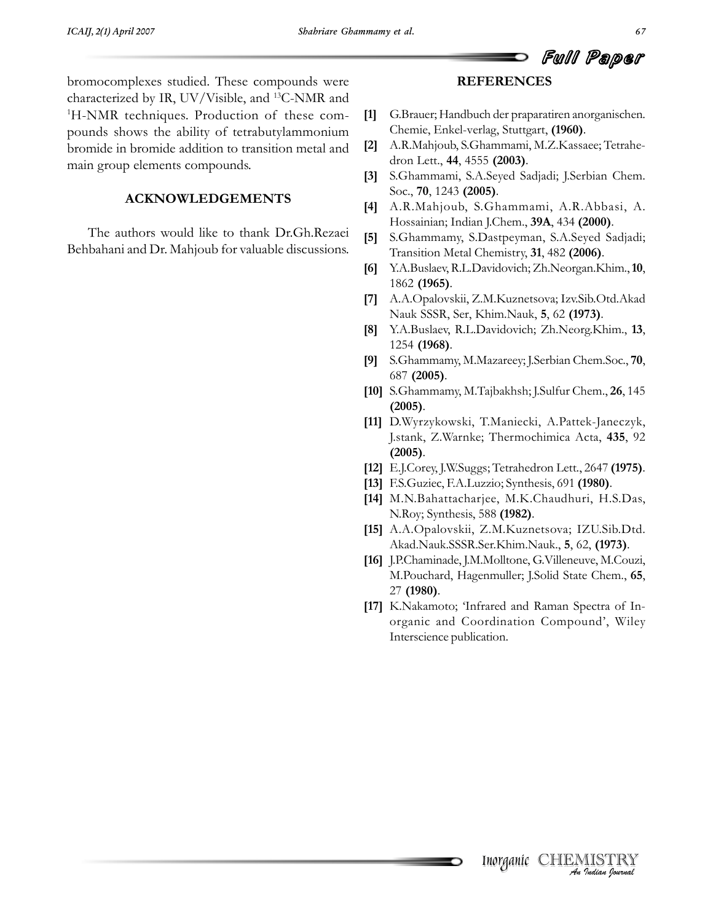bromocomplexes studied. These compounds were characterized by IR, UV/Visible, and $^{13}C$-NMR and $^{1}H$-NMR techniques. Production of these compounds shows the ability of tetrabutylammonium bromide in bromide addition to transition metal and main group elements compounds.

## ACKNOWLEDGEMENTS

The authors would like to thank Dr.Gh.Rezaei Behbahani and Dr. Mahjoub for valuable discussions.

## REFERENCES

[1] G.Brauer; Handbuch der praparatiren anorganischen. Chemie, Enkel-verlag, Stuttgart, **(1960)**.

[2] A.R.Mahjoub, S.Ghammami, M.Z.Kassaee; Tetrahedron Lett., **44**, 4555 **(2003)**.

[3] S.Ghammami, S.A.Seyed Sadjadi; J.Serbian Chem. Soc., **70**, 1243 **(2005)**.

[4] A.R.Mahjoub, S.Ghammami, A.R.Abbasi, A. Hossainian; Indian J.Chem., **39A**, 434 **(2000)**.

[5] S.Ghammamy, S.Dastpeyman, S.A.Seyed Sadjadi; Transition Metal Chemistry, **31**, 482 **(2006)**.

[6] Y.A.Buslaev, R.L.Davidovich; Zh.Neorgan.Khim., **10**, 1862 **(1965)**.

[7] A.A.Opalovskii, Z.M.Kuznetsova; Izv.Sib.Otd.Akad Nauk SSSR, Ser, Khim.Nauk, **5**, 62 **(1973)**.

[8] Y.A.Buslaev, R.L.Davidovich; Zh.Neorg.Khim., **13**, 1254 **(1968)**.

[9] S.Ghammamy, M.Mazareey; J.Serbian Chem.Soc., **70**, 687 **(2005)**.

[10] S.Ghammamy, M.Tajbakhsh; J.Sulfur Chem., **26**, 145 **(2005)**.

[11] D.Wyrzykowski, T.Maniecki, A.Pattek-Janeczyk, J.stank, Z.Warnke; Thermochimica Acta, **435**, 92 **(2005)**.

[12] E.J.Corey, J.W.Suggs; Tetrahedron Lett., 2647 **(1975)**.

[13] F.S.Guziec, F.A.Luzzio; Synthesis, 691 **(1980)**.

[14] M.N.Bahattacharjee, M.K.Chaudhuri, H.S.Das, N.Roy; Synthesis, 588 **(1982)**.

[15] A.A.Opalovskii, Z.M.Kuznetsova; IZU.Sib.Dtd. Akad.Nauk.SSSR.Ser.Khim.Nauk., **5**, 62, **(1973)**.

[16] J.P.Chaminade, J.M.Molltone, G.Villeneuve, M.Couzi, M.Pouchard, Hagenmuller; J.Solid State Chem., **65**, 27 **(1980)**.

[17] K.Nakamoto; 'Infrared and Raman Spectra of Inorganic and Coordination Compound', Wiley Interscience publication.